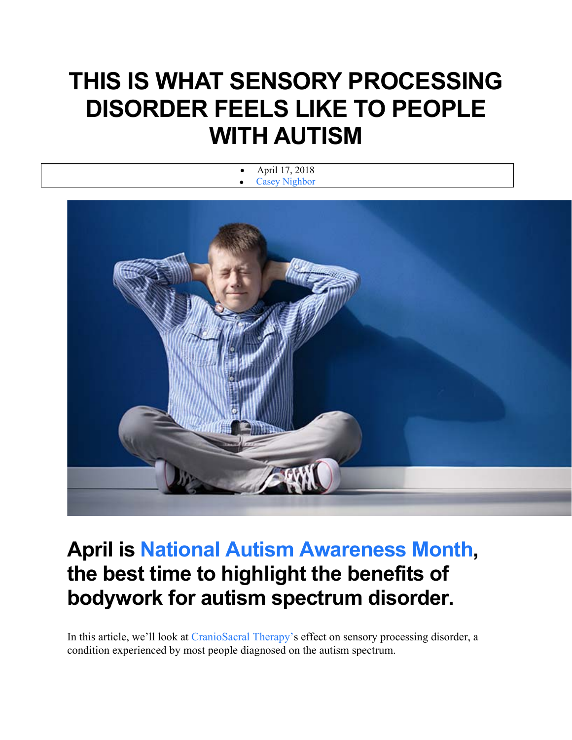# THIS IS WHAT SENSORY PROCESSING DISORDER FEELS LIKE TO PEOPLE WITH AUTISM

- April 17, 2018
- Casey Nighbor

## April is National Autism Awareness Month, the best time to highlight the benefits of bodywork for autism spectrum disorder.

In this article, we'll look at CranioSacral Therapy's effect on sensory processing disorder, a condition experienced by most people diagnosed on the autism spectrum.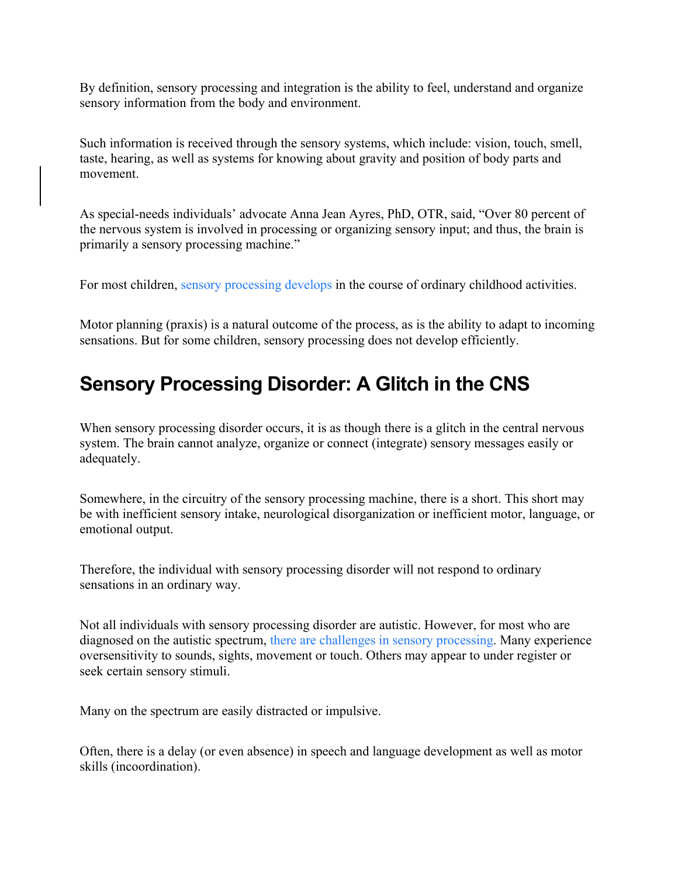By definition, sensory processing and integration is the ability to feel, understand and organize sensory information from the body and environment.

Such information is received through the sensory systems, which include: vision, touch, smell, taste, hearing, as well as systems for knowing about gravity and position of body parts and movement.

As special-needs individuals' advocate Anna Jean Ayres, PhD, OTR, said, "Over 80 percent of the nervous system is involved in processing or organizing sensory input; and thus, the brain is primarily a sensory processing machine."

For most children, sensory processing develops in the course of ordinary childhood activities.

Motor planning (praxis) is a natural outcome of the process, as is the ability to adapt to incoming sensations. But for some children, sensory processing does not develop efficiently.

## Sensory Processing Disorder: A Glitch in the CNS

When sensory processing disorder occurs, it is as though there is a glitch in the central nervous system. The brain cannot analyze, organize or connect (integrate) sensory messages easily or adequately.

Somewhere, in the circuitry of the sensory processing machine, there is a short. This short may be with inefficient sensory intake, neurological disorganization or inefficient motor, language, or emotional output.

Therefore, the individual with sensory processing disorder will not respond to ordinary sensations in an ordinary way.

Not all individuals with sensory processing disorder are autistic. However, for most who are diagnosed on the autistic spectrum, there are challenges in sensory processing. Many experience oversensitivity to sounds, sights, movement or touch. Others may appear to under register or seek certain sensory stimuli.

Many on the spectrum are easily distracted or impulsive.

Often, there is a delay (or even absence) in speech and language development as well as motor skills (incoordination).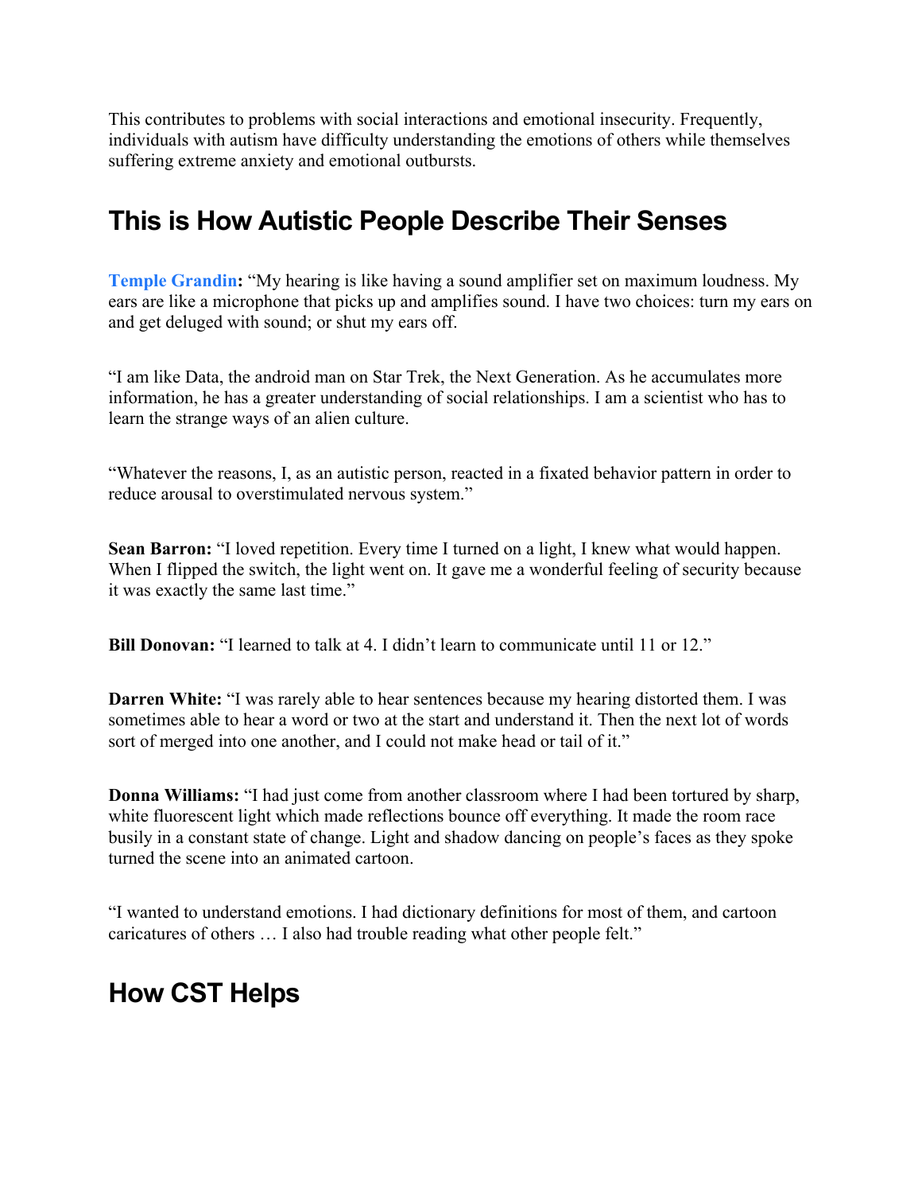This contributes to problems with social interactions and emotional insecurity. Frequently, individuals with autism have difficulty understanding the emotions of others while themselves suffering extreme anxiety and emotional outbursts.

## This is How Autistic People Describe Their Senses

**Temple Grandin:** “My hearing is like having a sound amplifier set on maximum loudness. My ears are like a microphone that picks up and amplifies sound. I have two choices: turn my ears on and get deluged with sound; or shut my ears off.

“I am like Data, the android man on Star Trek, the Next Generation. As he accumulates more information, he has a greater understanding of social relationships. I am a scientist who has to learn the strange ways of an alien culture.

“Whatever the reasons, I, as an autistic person, reacted in a fixated behavior pattern in order to reduce arousal to overstimulated nervous system.”

**Sean Barron:** “I loved repetition. Every time I turned on a light, I knew what would happen. When I flipped the switch, the light went on. It gave me a wonderful feeling of security because it was exactly the same last time.”

**Bill Donovan:** “I learned to talk at 4. I didn’t learn to communicate until 11 or 12.”

**Darren White:** “I was rarely able to hear sentences because my hearing distorted them. I was sometimes able to hear a word or two at the start and understand it. Then the next lot of words sort of merged into one another, and I could not make head or tail of it.”

**Donna Williams:** “I had just come from another classroom where I had been tortured by sharp, white fluorescent light which made reflections bounce off everything. It made the room race busily in a constant state of change. Light and shadow dancing on people’s faces as they spoke turned the scene into an animated cartoon.

“I wanted to understand emotions. I had dictionary definitions for most of them, and cartoon caricatures of others … I also had trouble reading what other people felt.”

## How CST Helps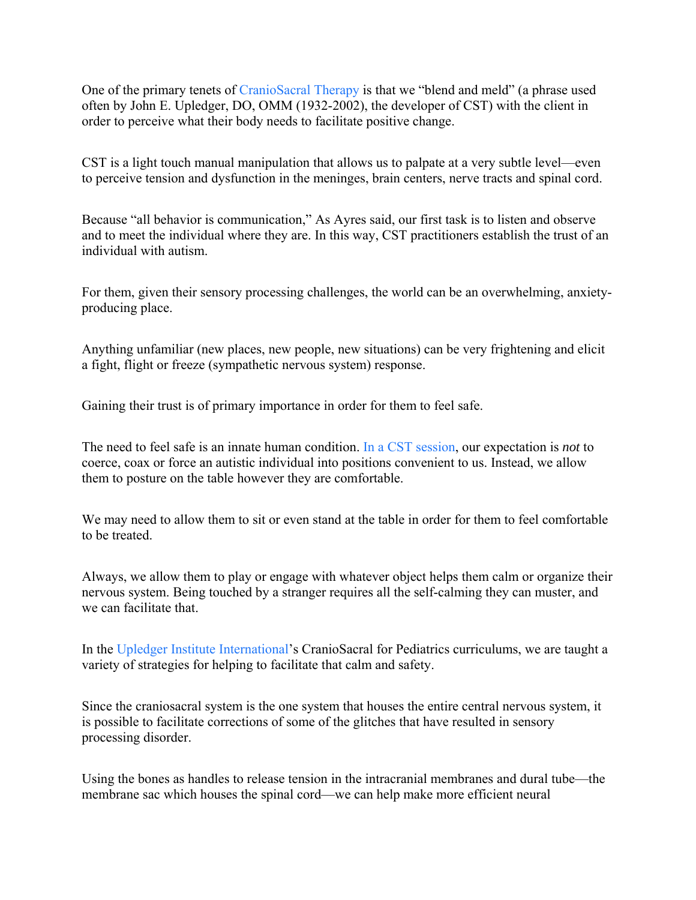One of the primary tenets of CranioSacral Therapy is that we "blend and meld" (a phrase used often by John E. Upledger, DO, OMM (1932-2002), the developer of CST) with the client in order to perceive what their body needs to facilitate positive change.

CST is a light touch manual manipulation that allows us to palpate at a very subtle level—even to perceive tension and dysfunction in the meninges, brain centers, nerve tracts and spinal cord.

Because "all behavior is communication," As Ayres said, our first task is to listen and observe and to meet the individual where they are. In this way, CST practitioners establish the trust of an individual with autism.

For them, given their sensory processing challenges, the world can be an overwhelming, anxiety-producing place.

Anything unfamiliar (new places, new people, new situations) can be very frightening and elicit a fight, flight or freeze (sympathetic nervous system) response.

Gaining their trust is of primary importance in order for them to feel safe.

The need to feel safe is an innate human condition. In a CST session, our expectation is *not* to coerce, coax or force an autistic individual into positions convenient to us. Instead, we allow them to posture on the table however they are comfortable.

We may need to allow them to sit or even stand at the table in order for them to feel comfortable to be treated.

Always, we allow them to play or engage with whatever object helps them calm or organize their nervous system. Being touched by a stranger requires all the self-calming they can muster, and we can facilitate that.

In the Upledger Institute International's CranioSacral for Pediatrics curriculums, we are taught a variety of strategies for helping to facilitate that calm and safety.

Since the craniosacral system is the one system that houses the entire central nervous system, it is possible to facilitate corrections of some of the glitches that have resulted in sensory processing disorder.

Using the bones as handles to release tension in the intracranial membranes and dural tube—the membrane sac which houses the spinal cord—we can help make more efficient neural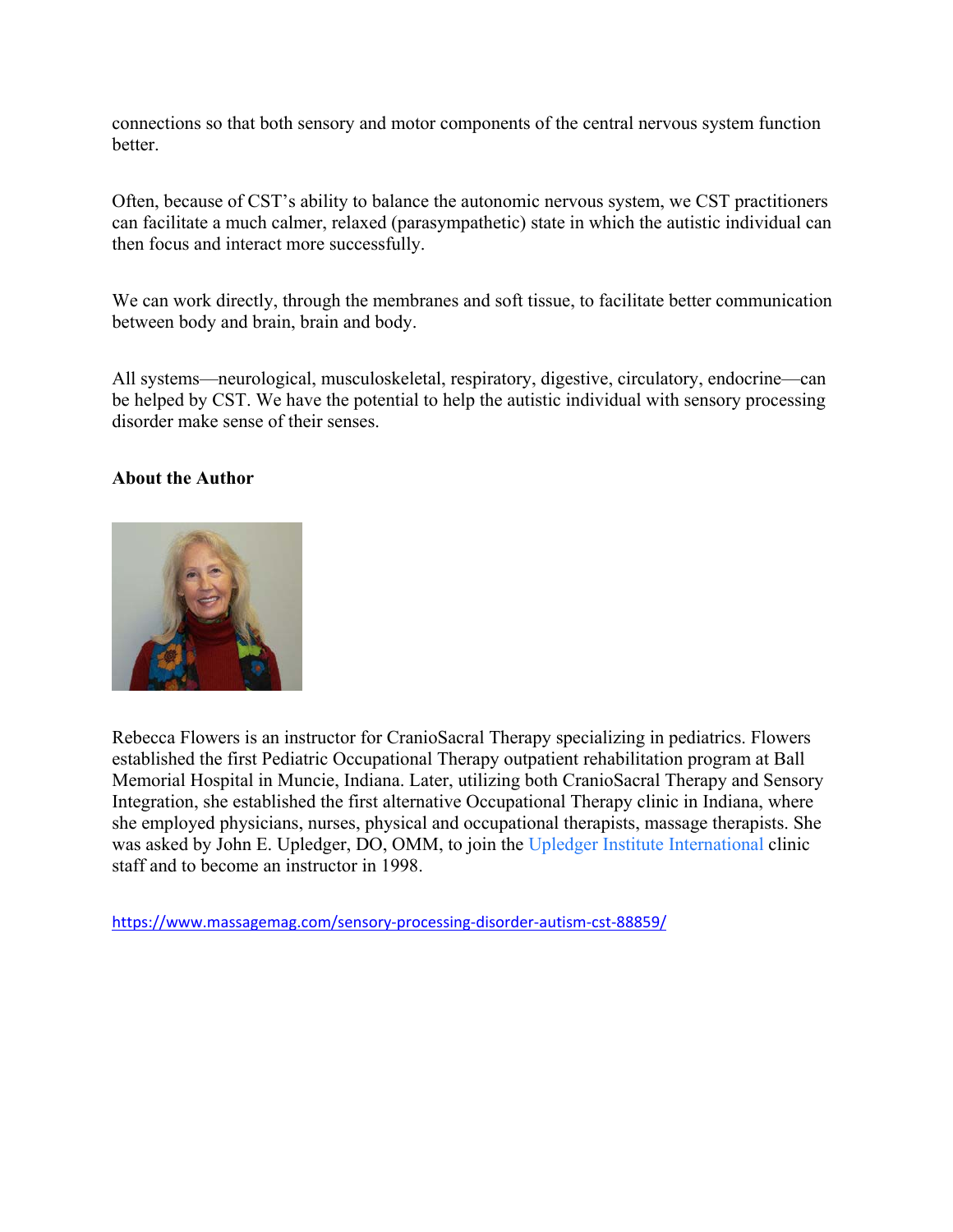connections so that both sensory and motor components of the central nervous system function better.

Often, because of CST's ability to balance the autonomic nervous system, we CST practitioners can facilitate a much calmer, relaxed (parasympathetic) state in which the autistic individual can then focus and interact more successfully.

We can work directly, through the membranes and soft tissue, to facilitate better communication between body and brain, brain and body.

All systems—neurological, musculoskeletal, respiratory, digestive, circulatory, endocrine—can be helped by CST. We have the potential to help the autistic individual with sensory processing disorder make sense of their senses.

**About the Author**

Rebecca Flowers is an instructor for CranioSacral Therapy specializing in pediatrics. Flowers established the first Pediatric Occupational Therapy outpatient rehabilitation program at Ball Memorial Hospital in Muncie, Indiana. Later, utilizing both CranioSacral Therapy and Sensory Integration, she established the first alternative Occupational Therapy clinic in Indiana, where she employed physicians, nurses, physical and occupational therapists, massage therapists. She was asked by John E. Upledger, DO, OMM, to join the Upledger Institute International clinic staff and to become an instructor in 1998.

https://www.massagemag.com/sensory-processing-disorder-autism-cst-88859/